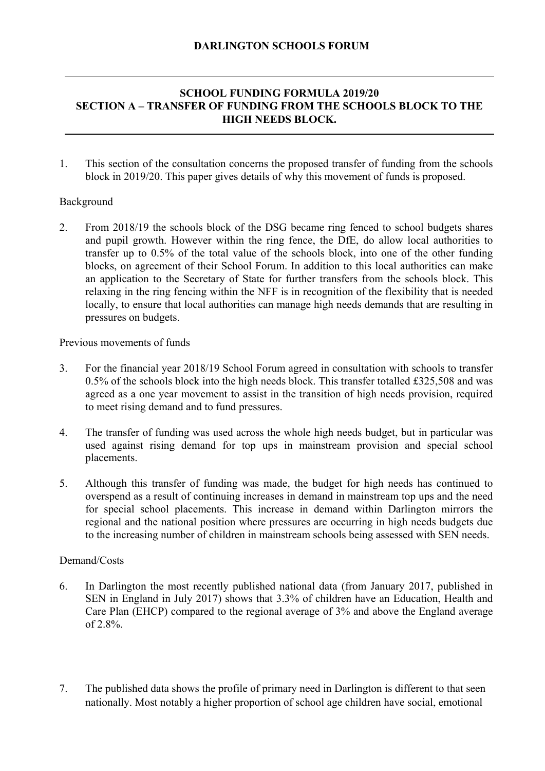# DARLINGTON SCHOOLS FORUM

## SCHOOL FUNDING FORMULA 2019/20
## SECTION A – TRANSFER OF FUNDING FROM THE SCHOOLS BLOCK TO THE HIGH NEEDS BLOCK.

1. This section of the consultation concerns the proposed transfer of funding from the schools block in 2019/20. This paper gives details of why this movement of funds is proposed.

Background

2. From 2018/19 the schools block of the DSG became ring fenced to school budgets shares and pupil growth. However within the ring fence, the DfE, do allow local authorities to transfer up to 0.5% of the total value of the schools block, into one of the other funding blocks, on agreement of their School Forum. In addition to this local authorities can make an application to the Secretary of State for further transfers from the schools block. This relaxing in the ring fencing within the NFF is in recognition of the flexibility that is needed locally, to ensure that local authorities can manage high needs demands that are resulting in pressures on budgets.

Previous movements of funds

3. For the financial year 2018/19 School Forum agreed in consultation with schools to transfer 0.5% of the schools block into the high needs block. This transfer totalled £325,508 and was agreed as a one year movement to assist in the transition of high needs provision, required to meet rising demand and to fund pressures.

4. The transfer of funding was used across the whole high needs budget, but in particular was used against rising demand for top ups in mainstream provision and special school placements.

5. Although this transfer of funding was made, the budget for high needs has continued to overspend as a result of continuing increases in demand in mainstream top ups and the need for special school placements. This increase in demand within Darlington mirrors the regional and the national position where pressures are occurring in high needs budgets due to the increasing number of children in mainstream schools being assessed with SEN needs.

Demand/Costs

6. In Darlington the most recently published national data (from January 2017, published in SEN in England in July 2017) shows that 3.3% of children have an Education, Health and Care Plan (EHCP) compared to the regional average of 3% and above the England average of 2.8%.

7. The published data shows the profile of primary need in Darlington is different to that seen nationally. Most notably a higher proportion of school age children have social, emotional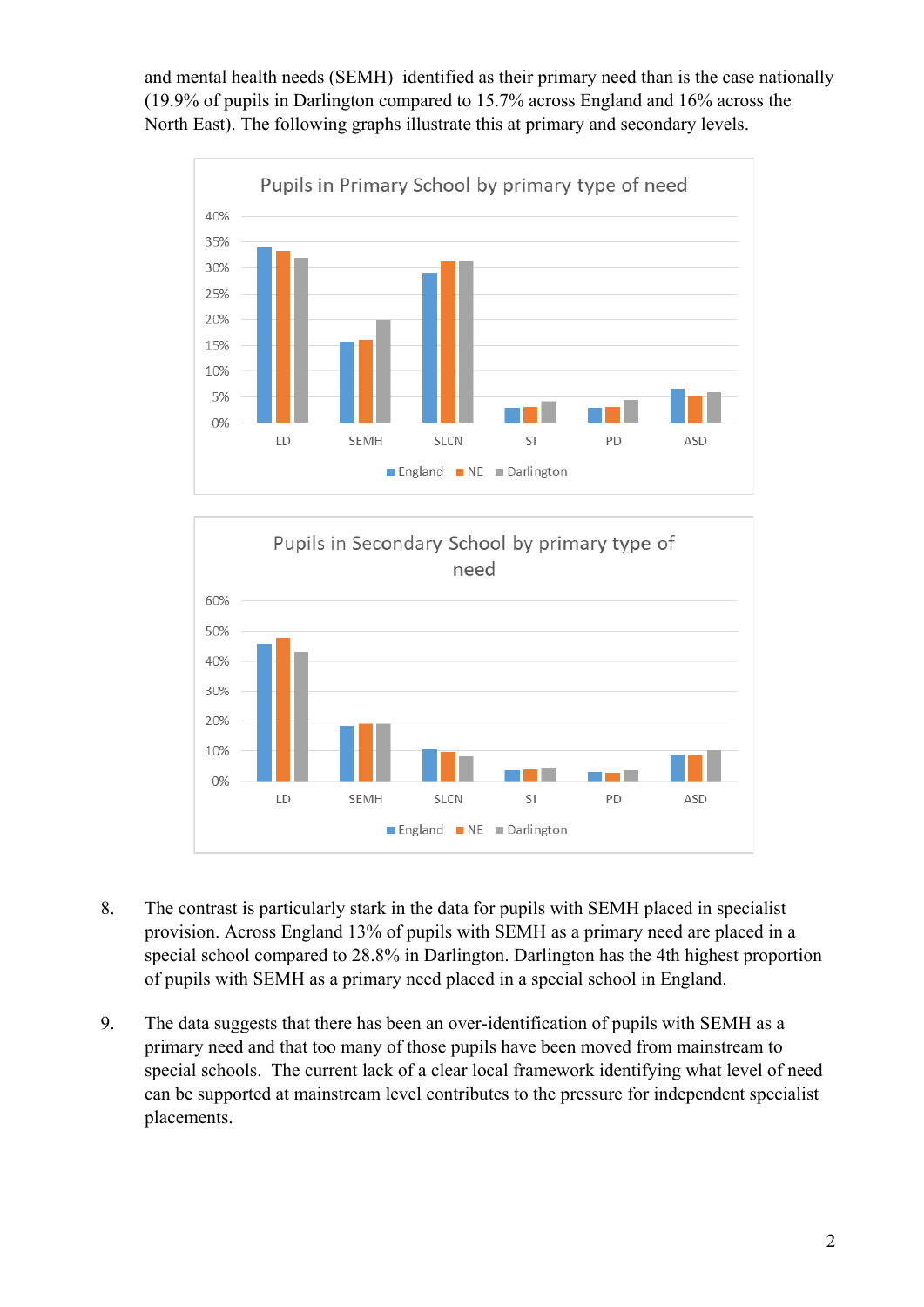and mental health needs (SEMH) identified as their primary need than is the case nationally (19.9% of pupils in Darlington compared to 15.7% across England and 16% across the North East). The following graphs illustrate this at primary and secondary levels.

8. The contrast is particularly stark in the data for pupils with SEMH placed in specialist provision. Across England 13% of pupils with SEMH as a primary need are placed in a special school compared to 28.8% in Darlington. Darlington has the 4th highest proportion of pupils with SEMH as a primary need placed in a special school in England.

9. The data suggests that there has been an over-identification of pupils with SEMH as a primary need and that too many of those pupils have been moved from mainstream to special schools. The current lack of a clear local framework identifying what level of need can be supported at mainstream level contributes to the pressure for independent specialist placements.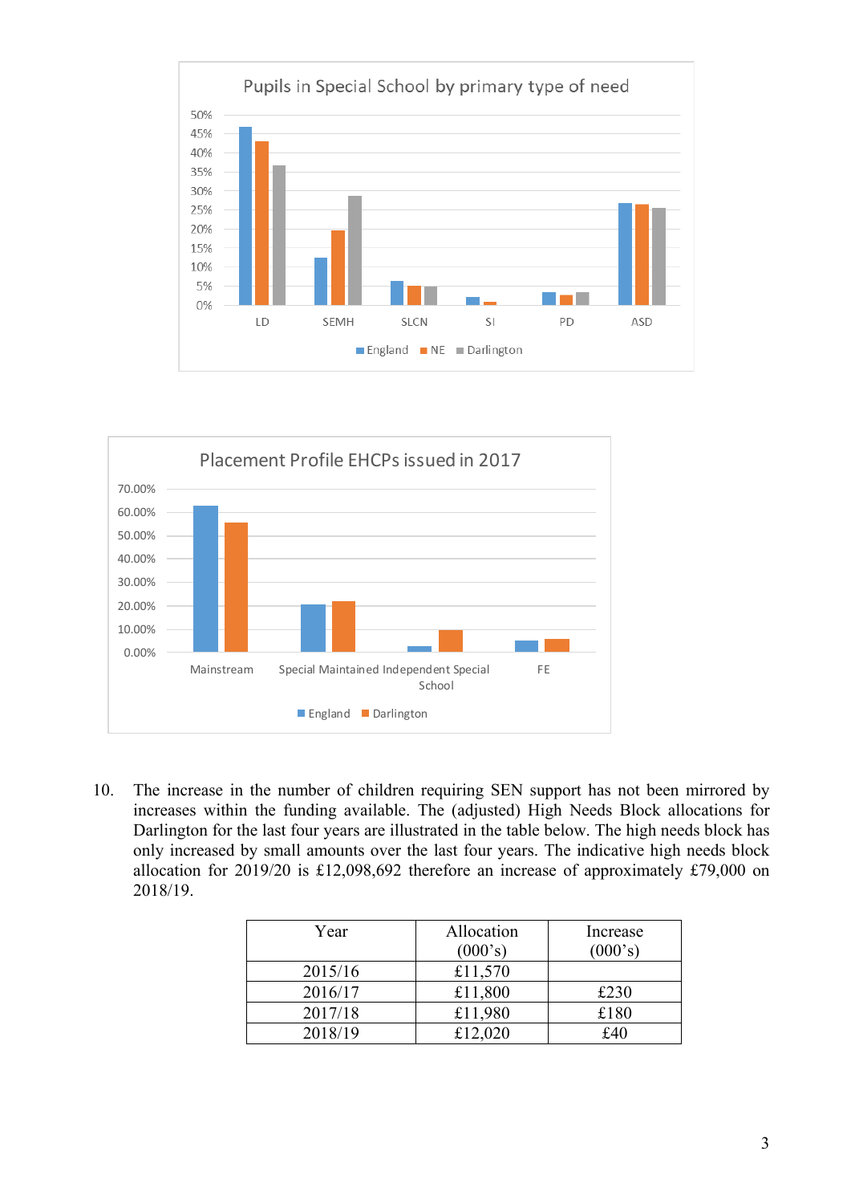Pupils in Special School by primary type of need

Placement Profile EHCPs issued in 2017

10. The increase in the number of children requiring SEN support has not been mirrored by increases within the funding available. The (adjusted) High Needs Block allocations for Darlington for the last four years are illustrated in the table below. The high needs block has only increased by small amounts over the last four years. The indicative high needs block allocation for 2019/20 is £12,098,692 therefore an increase of approximately £79,000 on 2018/19.

| Year | Allocation (000's) | Increase (000's) |
|---|---|---|
| 2015/16 | £11,570 | |
| 2016/17 | £11,800 | £230 |
| 2017/18 | £11,980 | £180 |
| 2018/19 | £12,020 | £40 |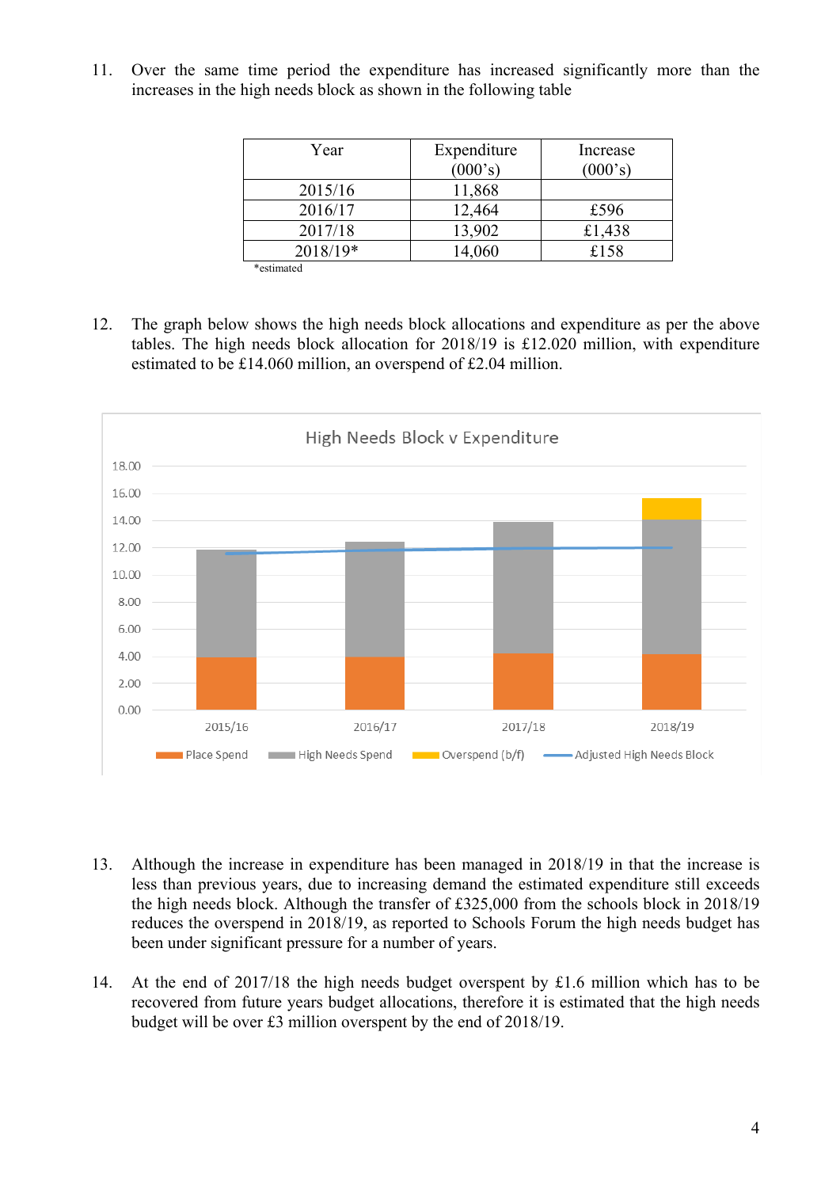11. Over the same time period the expenditure has increased significantly more than the increases in the high needs block as shown in the following table

| Year | Expenditure (000's) | Increase (000's) |
|---|---|---|
| 2015/16 | 11,868 | |
| 2016/17 | 12,464 | £596 |
| 2017/18 | 13,902 | £1,438 |
| 2018/19* | 14,060 | £158 |

*estimated

12. The graph below shows the high needs block allocations and expenditure as per the above tables. The high needs block allocation for 2018/19 is £12.020 million, with expenditure estimated to be £14.060 million, an overspend of £2.04 million.

13. Although the increase in expenditure has been managed in 2018/19 in that the increase is less than previous years, due to increasing demand the estimated expenditure still exceeds the high needs block. Although the transfer of £325,000 from the schools block in 2018/19 reduces the overspend in 2018/19, as reported to Schools Forum the high needs budget has been under significant pressure for a number of years.

14. At the end of 2017/18 the high needs budget overspent by £1.6 million which has to be recovered from future years budget allocations, therefore it is estimated that the high needs budget will be over £3 million overspent by the end of 2018/19.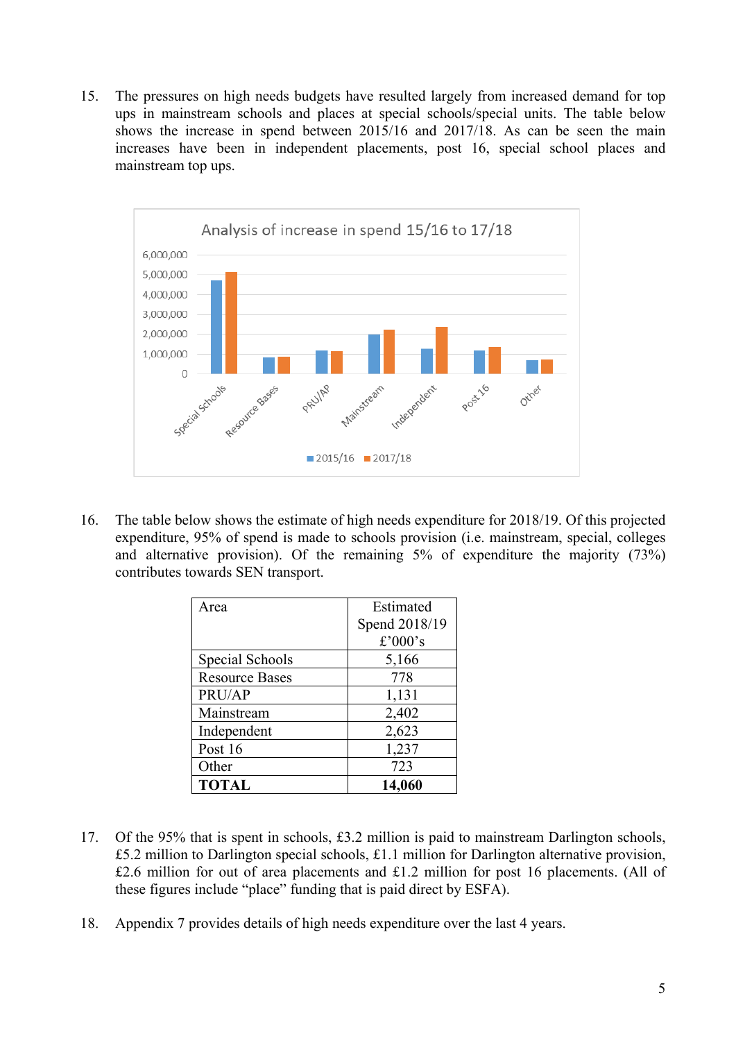15. The pressures on high needs budgets have resulted largely from increased demand for top ups in mainstream schools and places at special schools/special units. The table below shows the increase in spend between 2015/16 and 2017/18. As can be seen the main increases have been in independent placements, post 16, special school places and mainstream top ups.

16. The table below shows the estimate of high needs expenditure for 2018/19. Of this projected expenditure, 95% of spend is made to schools provision (i.e. mainstream, special, colleges and alternative provision). Of the remaining 5% of expenditure the majority (73%) contributes towards SEN transport.

| Area | Estimated Spend 2018/19 £'000's |
|---|---|
| Special Schools | 5,166 |
| Resource Bases | 778 |
| PRU/AP | 1,131 |
| Mainstream | 2,402 |
| Independent | 2,623 |
| Post 16 | 1,237 |
| Other | 723 |
| **TOTAL** | **14,060** |

17. Of the 95% that is spent in schools, £3.2 million is paid to mainstream Darlington schools, £5.2 million to Darlington special schools, £1.1 million for Darlington alternative provision, £2.6 million for out of area placements and £1.2 million for post 16 placements. (All of these figures include "place" funding that is paid direct by ESFA).

18. Appendix 7 provides details of high needs expenditure over the last 4 years.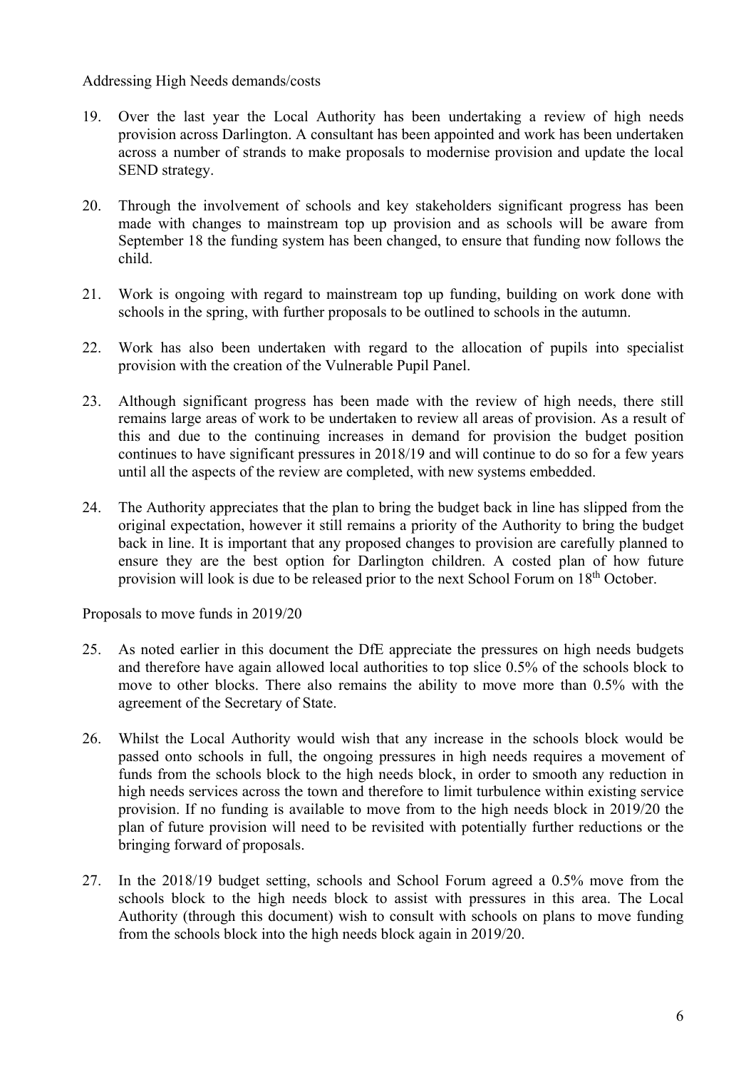Addressing High Needs demands/costs

19. Over the last year the Local Authority has been undertaking a review of high needs provision across Darlington. A consultant has been appointed and work has been undertaken across a number of strands to make proposals to modernise provision and update the local SEND strategy.

20. Through the involvement of schools and key stakeholders significant progress has been made with changes to mainstream top up provision and as schools will be aware from September 18 the funding system has been changed, to ensure that funding now follows the child.

21. Work is ongoing with regard to mainstream top up funding, building on work done with schools in the spring, with further proposals to be outlined to schools in the autumn.

22. Work has also been undertaken with regard to the allocation of pupils into specialist provision with the creation of the Vulnerable Pupil Panel.

23. Although significant progress has been made with the review of high needs, there still remains large areas of work to be undertaken to review all areas of provision. As a result of this and due to the continuing increases in demand for provision the budget position continues to have significant pressures in 2018/19 and will continue to do so for a few years until all the aspects of the review are completed, with new systems embedded.

24. The Authority appreciates that the plan to bring the budget back in line has slipped from the original expectation, however it still remains a priority of the Authority to bring the budget back in line. It is important that any proposed changes to provision are carefully planned to ensure they are the best option for Darlington children. A costed plan of how future provision will look is due to be released prior to the next School Forum on 18th October.

Proposals to move funds in 2019/20

25. As noted earlier in this document the DfE appreciate the pressures on high needs budgets and therefore have again allowed local authorities to top slice 0.5% of the schools block to move to other blocks. There also remains the ability to move more than 0.5% with the agreement of the Secretary of State.

26. Whilst the Local Authority would wish that any increase in the schools block would be passed onto schools in full, the ongoing pressures in high needs requires a movement of funds from the schools block to the high needs block, in order to smooth any reduction in high needs services across the town and therefore to limit turbulence within existing service provision. If no funding is available to move from to the high needs block in 2019/20 the plan of future provision will need to be revisited with potentially further reductions or the bringing forward of proposals.

27. In the 2018/19 budget setting, schools and School Forum agreed a 0.5% move from the schools block to the high needs block to assist with pressures in this area. The Local Authority (through this document) wish to consult with schools on plans to move funding from the schools block into the high needs block again in 2019/20.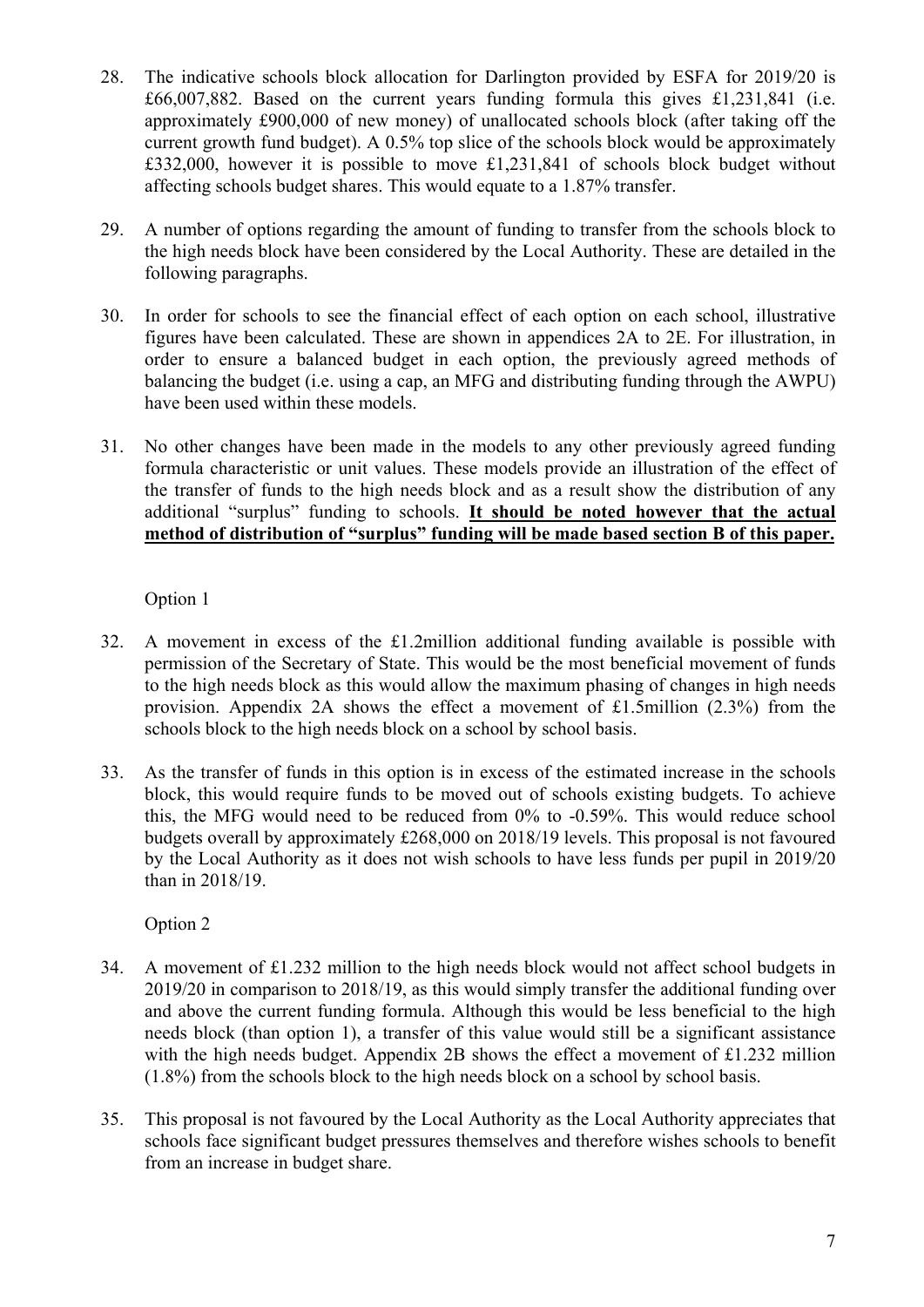28. The indicative schools block allocation for Darlington provided by ESFA for 2019/20 is £66,007,882. Based on the current years funding formula this gives £1,231,841 (i.e. approximately £900,000 of new money) of unallocated schools block (after taking off the current growth fund budget). A 0.5% top slice of the schools block would be approximately £332,000, however it is possible to move £1,231,841 of schools block budget without affecting schools budget shares. This would equate to a 1.87% transfer.

29. A number of options regarding the amount of funding to transfer from the schools block to the high needs block have been considered by the Local Authority. These are detailed in the following paragraphs.

30. In order for schools to see the financial effect of each option on each school, illustrative figures have been calculated. These are shown in appendices 2A to 2E. For illustration, in order to ensure a balanced budget in each option, the previously agreed methods of balancing the budget (i.e. using a cap, an MFG and distributing funding through the AWPU) have been used within these models.

31. No other changes have been made in the models to any other previously agreed funding formula characteristic or unit values. These models provide an illustration of the effect of the transfer of funds to the high needs block and as a result show the distribution of any additional "surplus" funding to schools. **It should be noted however that the actual method of distribution of "surplus" funding will be made based section B of this paper.**

Option 1

32. A movement in excess of the £1.2million additional funding available is possible with permission of the Secretary of State. This would be the most beneficial movement of funds to the high needs block as this would allow the maximum phasing of changes in high needs provision. Appendix 2A shows the effect a movement of £1.5million (2.3%) from the schools block to the high needs block on a school by school basis.

33. As the transfer of funds in this option is in excess of the estimated increase in the schools block, this would require funds to be moved out of schools existing budgets. To achieve this, the MFG would need to be reduced from 0% to -0.59%. This would reduce school budgets overall by approximately £268,000 on 2018/19 levels. This proposal is not favoured by the Local Authority as it does not wish schools to have less funds per pupil in 2019/20 than in 2018/19.

Option 2

34. A movement of £1.232 million to the high needs block would not affect school budgets in 2019/20 in comparison to 2018/19, as this would simply transfer the additional funding over and above the current funding formula. Although this would be less beneficial to the high needs block (than option 1), a transfer of this value would still be a significant assistance with the high needs budget. Appendix 2B shows the effect a movement of £1.232 million (1.8%) from the schools block to the high needs block on a school by school basis.

35. This proposal is not favoured by the Local Authority as the Local Authority appreciates that schools face significant budget pressures themselves and therefore wishes schools to benefit from an increase in budget share.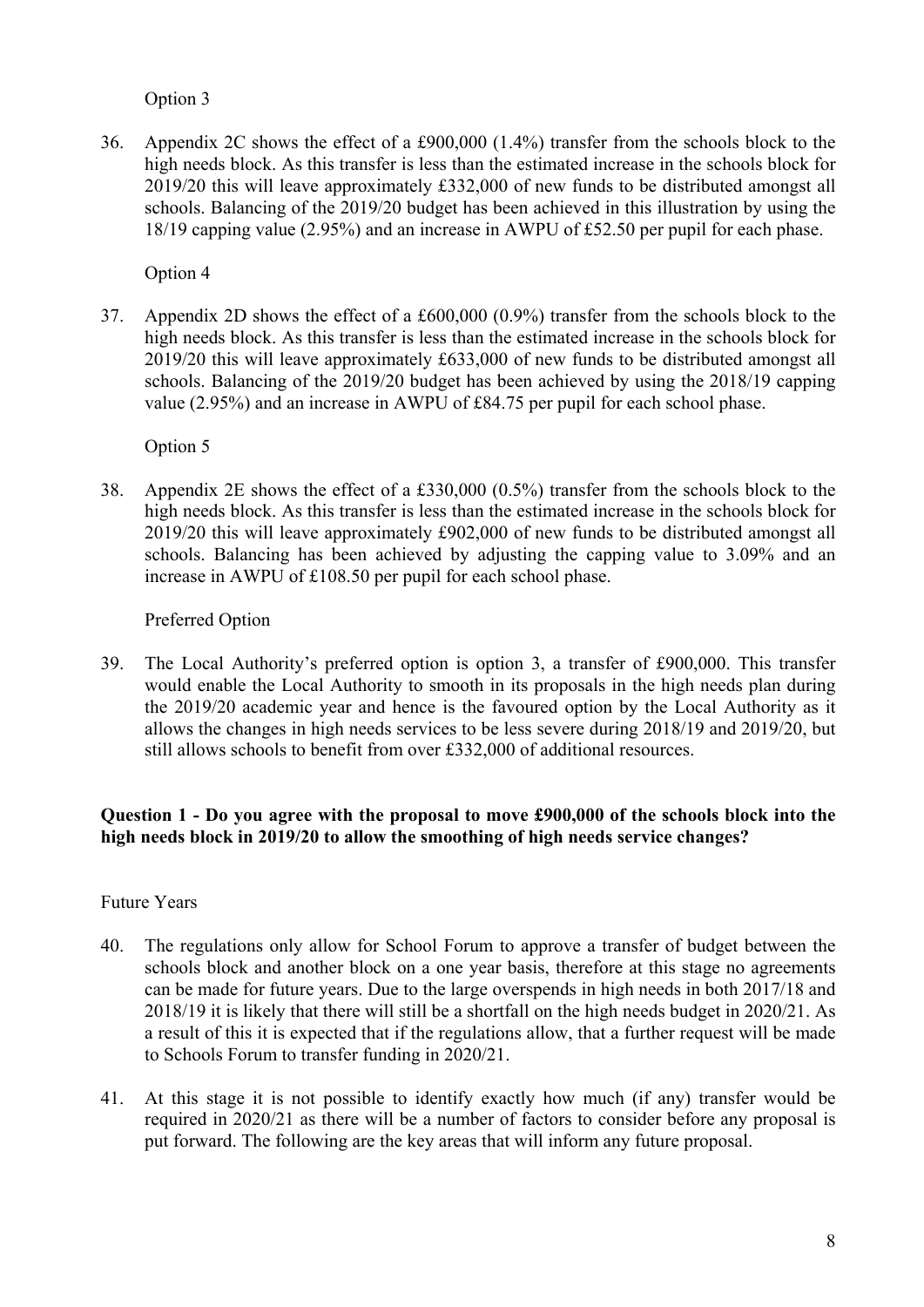Option 3

36. Appendix 2C shows the effect of a £900,000 (1.4%) transfer from the schools block to the high needs block. As this transfer is less than the estimated increase in the schools block for 2019/20 this will leave approximately £332,000 of new funds to be distributed amongst all schools. Balancing of the 2019/20 budget has been achieved in this illustration by using the 18/19 capping value (2.95%) and an increase in AWPU of £52.50 per pupil for each phase.

Option 4

37. Appendix 2D shows the effect of a £600,000 (0.9%) transfer from the schools block to the high needs block. As this transfer is less than the estimated increase in the schools block for 2019/20 this will leave approximately £633,000 of new funds to be distributed amongst all schools. Balancing of the 2019/20 budget has been achieved by using the 2018/19 capping value (2.95%) and an increase in AWPU of £84.75 per pupil for each school phase.

Option 5

38. Appendix 2E shows the effect of a £330,000 (0.5%) transfer from the schools block to the high needs block. As this transfer is less than the estimated increase in the schools block for 2019/20 this will leave approximately £902,000 of new funds to be distributed amongst all schools. Balancing has been achieved by adjusting the capping value to 3.09% and an increase in AWPU of £108.50 per pupil for each school phase.

Preferred Option

39. The Local Authority's preferred option is option 3, a transfer of £900,000. This transfer would enable the Local Authority to smooth in its proposals in the high needs plan during the 2019/20 academic year and hence is the favoured option by the Local Authority as it allows the changes in high needs services to be less severe during 2018/19 and 2019/20, but still allows schools to benefit from over £332,000 of additional resources.

**Question 1 - Do you agree with the proposal to move £900,000 of the schools block into the high needs block in 2019/20 to allow the smoothing of high needs service changes?**

Future Years

40. The regulations only allow for School Forum to approve a transfer of budget between the schools block and another block on a one year basis, therefore at this stage no agreements can be made for future years. Due to the large overspends in high needs in both 2017/18 and 2018/19 it is likely that there will still be a shortfall on the high needs budget in 2020/21. As a result of this it is expected that if the regulations allow, that a further request will be made to Schools Forum to transfer funding in 2020/21.

41. At this stage it is not possible to identify exactly how much (if any) transfer would be required in 2020/21 as there will be a number of factors to consider before any proposal is put forward. The following are the key areas that will inform any future proposal.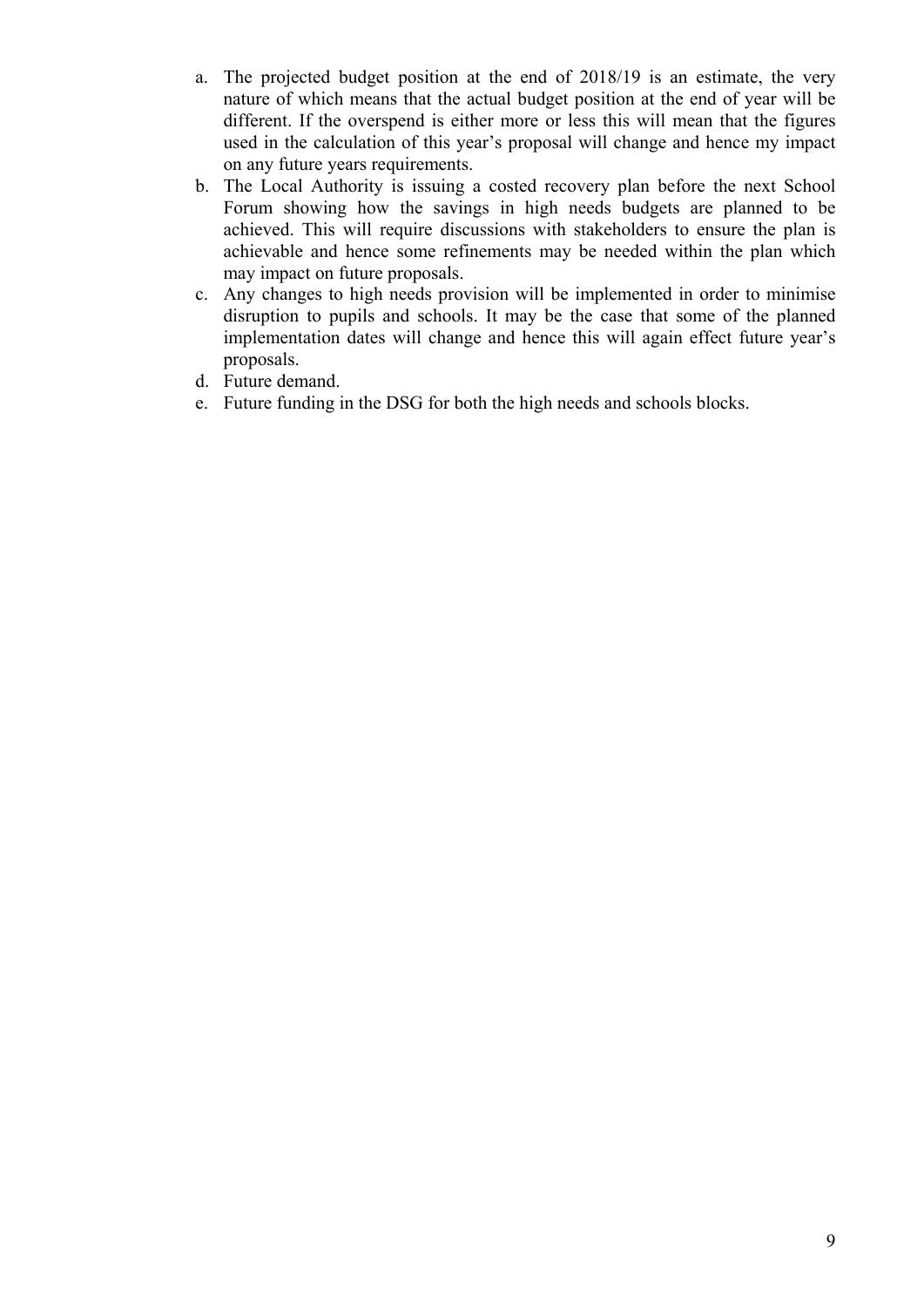a. The projected budget position at the end of 2018/19 is an estimate, the very nature of which means that the actual budget position at the end of year will be different. If the overspend is either more or less this will mean that the figures used in the calculation of this year's proposal will change and hence my impact on any future years requirements.
b. The Local Authority is issuing a costed recovery plan before the next School Forum showing how the savings in high needs budgets are planned to be achieved. This will require discussions with stakeholders to ensure the plan is achievable and hence some refinements may be needed within the plan which may impact on future proposals.
c. Any changes to high needs provision will be implemented in order to minimise disruption to pupils and schools. It may be the case that some of the planned implementation dates will change and hence this will again effect future year's proposals.
d. Future demand.
e. Future funding in the DSG for both the high needs and schools blocks.